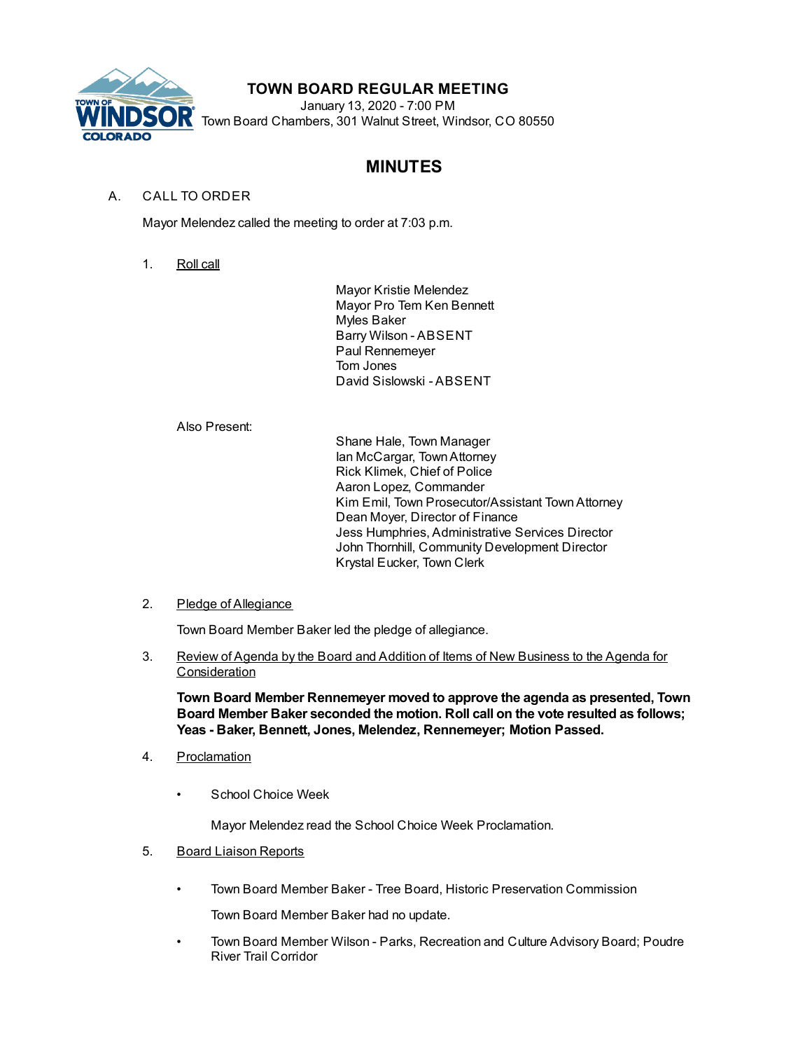# TOWN BOARD REGULAR MEETING

January 13, 2020 - 7:00 PM
Town Board Chambers, 301 Walnut Street, Windsor, CO 80550

## MINUTES

A. CALL TO ORDER

Mayor Melendez called the meeting to order at 7:03 p.m.

1. Roll call

   Mayor Kristie Melendez
   Mayor Pro Tem Ken Bennett
   Myles Baker
   Barry Wilson - ABSENT
   Paul Rennemeyer
   Tom Jones
   David Sislowski - ABSENT

   Also Present:

   Shane Hale, Town Manager
   Ian McCargar, Town Attorney
   Rick Klimek, Chief of Police
   Aaron Lopez, Commander
   Kim Emil, Town Prosecutor/Assistant Town Attorney
   Dean Moyer, Director of Finance
   Jess Humphries, Administrative Services Director
   John Thornhill, Community Development Director
   Krystal Eucker, Town Clerk

2. Pledge of Allegiance

   Town Board Member Baker led the pledge of allegiance.

3. Review of Agenda by the Board and Addition of Items of New Business to the Agenda for Consideration

   **Town Board Member Rennemeyer moved to approve the agenda as presented, Town Board Member Baker seconded the motion. Roll call on the vote resulted as follows; Yeas - Baker, Bennett, Jones, Melendez, Rennemeyer; Motion Passed.**

4. Proclamation

   - School Choice Week

     Mayor Melendez read the School Choice Week Proclamation.

5. Board Liaison Reports

   - Town Board Member Baker - Tree Board, Historic Preservation Commission

     Town Board Member Baker had no update.

   - Town Board Member Wilson - Parks, Recreation and Culture Advisory Board; Poudre River Trail Corridor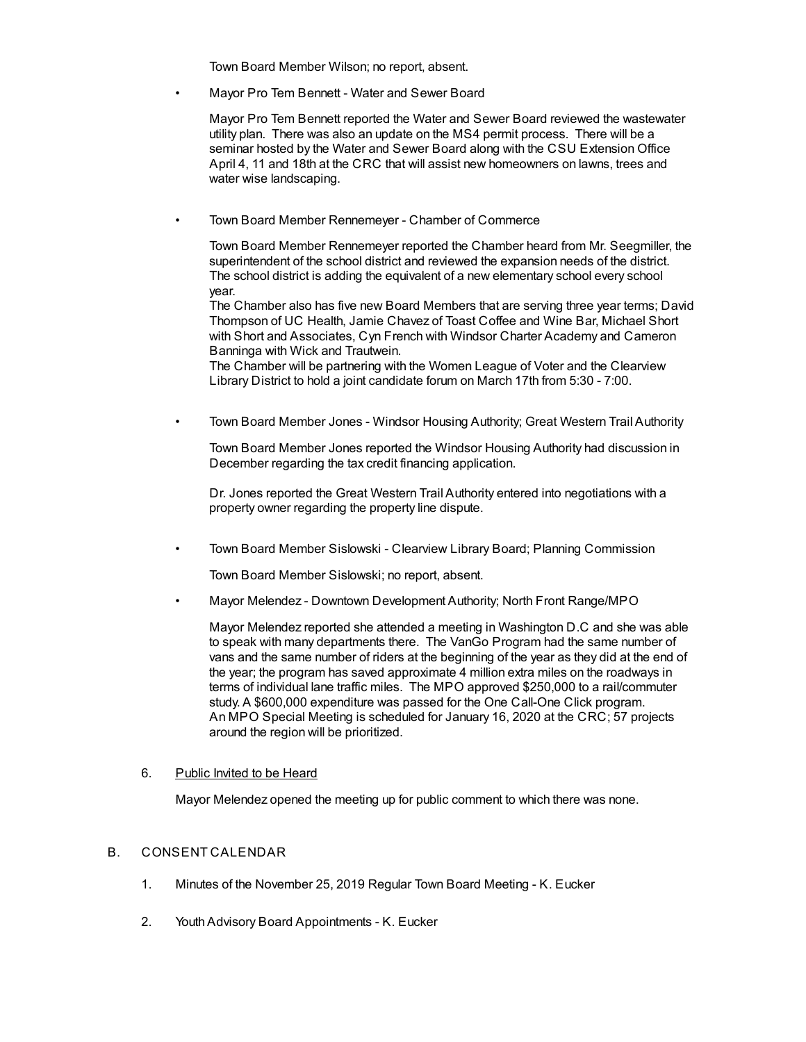Town Board Member Wilson; no report, absent.

- Mayor Pro Tem Bennett - Water and Sewer Board

  Mayor Pro Tem Bennett reported the Water and Sewer Board reviewed the wastewater utility plan. There was also an update on the MS4 permit process. There will be a seminar hosted by the Water and Sewer Board along with the CSU Extension Office April 4, 11 and 18th at the CRC that will assist new homeowners on lawns, trees and water wise landscaping.

- Town Board Member Rennemeyer - Chamber of Commerce

  Town Board Member Rennemeyer reported the Chamber heard from Mr. Seegmiller, the superintendent of the school district and reviewed the expansion needs of the district. The school district is adding the equivalent of a new elementary school every school year.
  The Chamber also has five new Board Members that are serving three year terms; David Thompson of UC Health, Jamie Chavez of Toast Coffee and Wine Bar, Michael Short with Short and Associates, Cyn French with Windsor Charter Academy and Cameron Banninga with Wick and Trautwein.
  The Chamber will be partnering with the Women League of Voter and the Clearview Library District to hold a joint candidate forum on March 17th from 5:30 - 7:00.

- Town Board Member Jones - Windsor Housing Authority; Great Western Trail Authority

  Town Board Member Jones reported the Windsor Housing Authority had discussion in December regarding the tax credit financing application.

  Dr. Jones reported the Great Western Trail Authority entered into negotiations with a property owner regarding the property line dispute.

- Town Board Member Sislowski - Clearview Library Board; Planning Commission

  Town Board Member Sislowski; no report, absent.

- Mayor Melendez - Downtown Development Authority; North Front Range/MPO

  Mayor Melendez reported she attended a meeting in Washington D.C and she was able to speak with many departments there. The VanGo Program had the same number of vans and the same number of riders at the beginning of the year as they did at the end of the year; the program has saved approximate 4 million extra miles on the roadways in terms of individual lane traffic miles. The MPO approved $250,000 to a rail/commuter study. A $600,000 expenditure was passed for the One Call-One Click program.
  An MPO Special Meeting is scheduled for January 16, 2020 at the CRC; 57 projects around the region will be prioritized.

6. Public Invited to be Heard

   Mayor Melendez opened the meeting up for public comment to which there was none.

B. CONSENT CALENDAR

1. Minutes of the November 25, 2019 Regular Town Board Meeting - K. Eucker

2. Youth Advisory Board Appointments - K. Eucker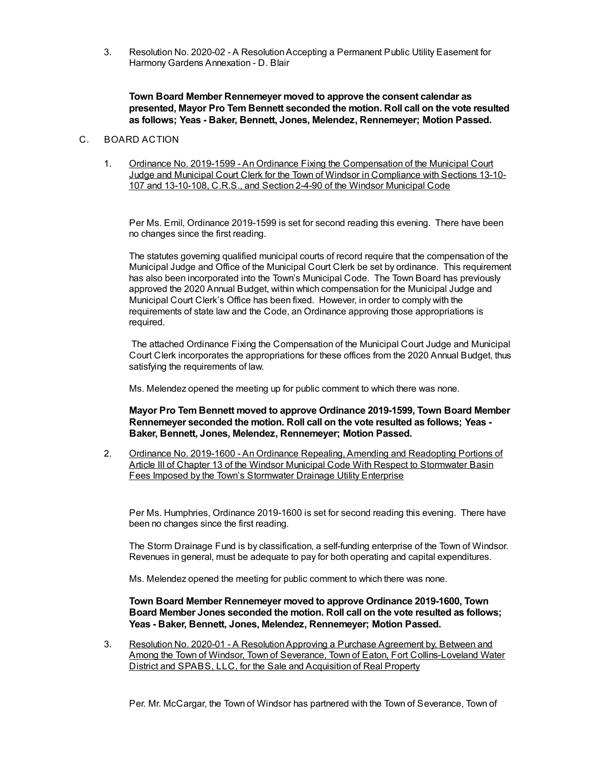3. Resolution No. 2020-02 - A Resolution Accepting a Permanent Public Utility Easement for Harmony Gardens Annexation - D. Blair

   **Town Board Member Rennemeyer moved to approve the consent calendar as presented, Mayor Pro Tem Bennett seconded the motion. Roll call on the vote resulted as follows; Yeas - Baker, Bennett, Jones, Melendez, Rennemeyer; Motion Passed.**

C. BOARD ACTION

1. Ordinance No. 2019-1599 - An Ordinance Fixing the Compensation of the Municipal Court Judge and Municipal Court Clerk for the Town of Windsor in Compliance with Sections 13-10-107 and 13-10-108, C.R.S., and Section 2-4-90 of the Windsor Municipal Code

   Per Ms. Emil, Ordinance 2019-1599 is set for second reading this evening. There have been no changes since the first reading.

   The statutes governing qualified municipal courts of record require that the compensation of the Municipal Judge and Office of the Municipal Court Clerk be set by ordinance. This requirement has also been incorporated into the Town's Municipal Code. The Town Board has previously approved the 2020 Annual Budget, within which compensation for the Municipal Judge and Municipal Court Clerk's Office has been fixed. However, in order to comply with the requirements of state law and the Code, an Ordinance approving those appropriations is required.

   The attached Ordinance Fixing the Compensation of the Municipal Court Judge and Municipal Court Clerk incorporates the appropriations for these offices from the 2020 Annual Budget, thus satisfying the requirements of law.

   Ms. Melendez opened the meeting up for public comment to which there was none.

   **Mayor Pro Tem Bennett moved to approve Ordinance 2019-1599, Town Board Member Rennemeyer seconded the motion. Roll call on the vote resulted as follows; Yeas - Baker, Bennett, Jones, Melendez, Rennemeyer; Motion Passed.**

2. Ordinance No. 2019-1600 - An Ordinance Repealing, Amending and Readopting Portions of Article III of Chapter 13 of the Windsor Municipal Code With Respect to Stormwater Basin Fees Imposed by the Town's Stormwater Drainage Utility Enterprise

   Per Ms. Humphries, Ordinance 2019-1600 is set for second reading this evening. There have been no changes since the first reading.

   The Storm Drainage Fund is by classification, a self-funding enterprise of the Town of Windsor. Revenues in general, must be adequate to pay for both operating and capital expenditures.

   Ms. Melendez opened the meeting for public comment to which there was none.

   **Town Board Member Rennemeyer moved to approve Ordinance 2019-1600, Town Board Member Jones seconded the motion. Roll call on the vote resulted as follows; Yeas - Baker, Bennett, Jones, Melendez, Rennemeyer; Motion Passed.**

3. Resolution No. 2020-01 - A Resolution Approving a Purchase Agreement by, Between and Among the Town of Windsor, Town of Severance, Town of Eaton, Fort Collins-Loveland Water District and SPABS, LLC, for the Sale and Acquisition of Real Property

   Per. Mr. McCargar, the Town of Windsor has partnered with the Town of Severance, Town of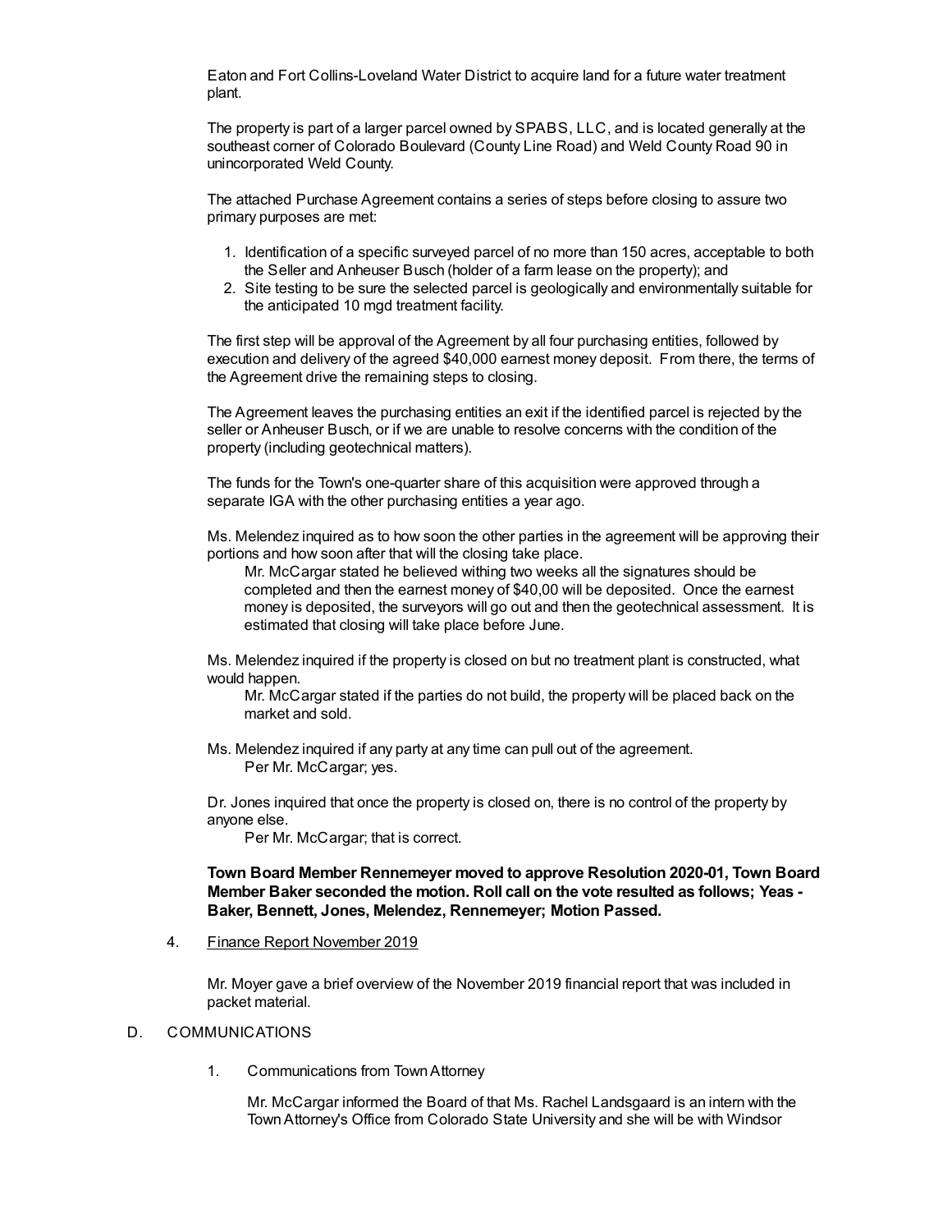Eaton and Fort Collins-Loveland Water District to acquire land for a future water treatment plant.

The property is part of a larger parcel owned by SPABS, LLC, and is located generally at the southeast corner of Colorado Boulevard (County Line Road) and Weld County Road 90 in unincorporated Weld County.

The attached Purchase Agreement contains a series of steps before closing to assure two primary purposes are met:

1. Identification of a specific surveyed parcel of no more than 150 acres, acceptable to both the Seller and Anheuser Busch (holder of a farm lease on the property); and
2. Site testing to be sure the selected parcel is geologically and environmentally suitable for the anticipated 10 mgd treatment facility.

The first step will be approval of the Agreement by all four purchasing entities, followed by execution and delivery of the agreed $40,000 earnest money deposit. From there, the terms of the Agreement drive the remaining steps to closing.

The Agreement leaves the purchasing entities an exit if the identified parcel is rejected by the seller or Anheuser Busch, or if we are unable to resolve concerns with the condition of the property (including geotechnical matters).

The funds for the Town's one-quarter share of this acquisition were approved through a separate IGA with the other purchasing entities a year ago.

Ms. Melendez inquired as to how soon the other parties in the agreement will be approving their portions and how soon after that will the closing take place.

> Mr. McCargar stated he believed withing two weeks all the signatures should be completed and then the earnest money of $40,00 will be deposited. Once the earnest money is deposited, the surveyors will go out and then the geotechnical assessment. It is estimated that closing will take place before June.

Ms. Melendez inquired if the property is closed on but no treatment plant is constructed, what would happen.

> Mr. McCargar stated if the parties do not build, the property will be placed back on the market and sold.

Ms. Melendez inquired if any party at any time can pull out of the agreement.

> Per Mr. McCargar; yes.

Dr. Jones inquired that once the property is closed on, there is no control of the property by anyone else.

> Per Mr. McCargar; that is correct.

**Town Board Member Rennemeyer moved to approve Resolution 2020-01, Town Board Member Baker seconded the motion. Roll call on the vote resulted as follows; Yeas - Baker, Bennett, Jones, Melendez, Rennemeyer; Motion Passed.**

4. Finance Report November 2019

   Mr. Moyer gave a brief overview of the November 2019 financial report that was included in packet material.

D. COMMUNICATIONS

1. Communications from Town Attorney

   Mr. McCargar informed the Board of that Ms. Rachel Landsgaard is an intern with the Town Attorney's Office from Colorado State University and she will be with Windsor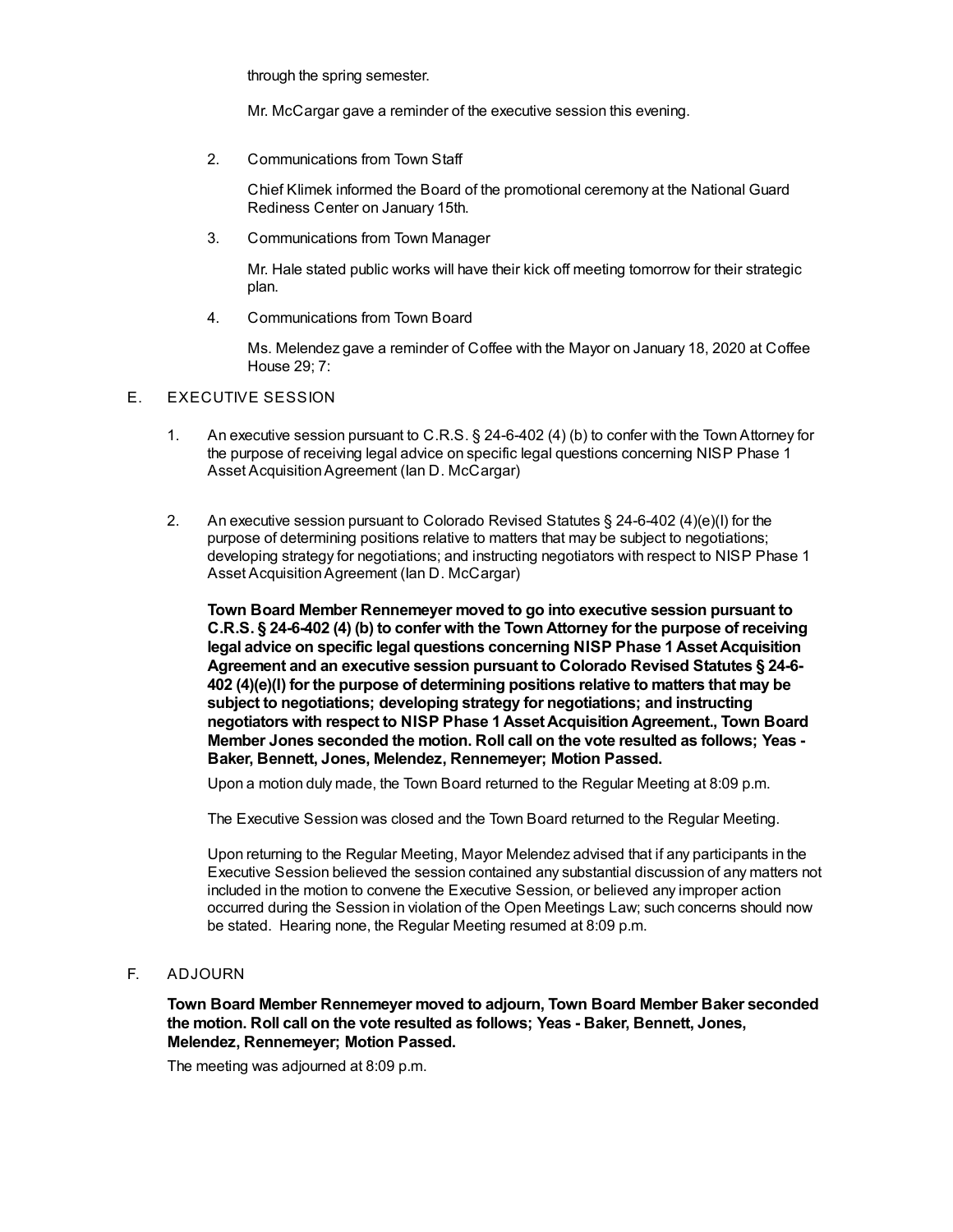through the spring semester.

Mr. McCargar gave a reminder of the executive session this evening.

2. Communications from Town Staff

   Chief Klimek informed the Board of the promotional ceremony at the National Guard Rediness Center on January 15th.

3. Communications from Town Manager

   Mr. Hale stated public works will have their kick off meeting tomorrow for their strategic plan.

4. Communications from Town Board

   Ms. Melendez gave a reminder of Coffee with the Mayor on January 18, 2020 at Coffee House 29; 7:

E. EXECUTIVE SESSION

1. An executive session pursuant to C.R.S. § 24-6-402 (4) (b) to confer with the Town Attorney for the purpose of receiving legal advice on specific legal questions concerning NISP Phase 1 Asset Acquisition Agreement (Ian D. McCargar)

2. An executive session pursuant to Colorado Revised Statutes § 24-6-402 (4)(e)(I) for the purpose of determining positions relative to matters that may be subject to negotiations; developing strategy for negotiations; and instructing negotiators with respect to NISP Phase 1 Asset Acquisition Agreement (Ian D. McCargar)

   **Town Board Member Rennemeyer moved to go into executive session pursuant to C.R.S. § 24-6-402 (4) (b) to confer with the Town Attorney for the purpose of receiving legal advice on specific legal questions concerning NISP Phase 1 Asset Acquisition Agreement and an executive session pursuant to Colorado Revised Statutes § 24-6-402 (4)(e)(I) for the purpose of determining positions relative to matters that may be subject to negotiations; developing strategy for negotiations; and instructing negotiators with respect to NISP Phase 1 Asset Acquisition Agreement., Town Board Member Jones seconded the motion. Roll call on the vote resulted as follows; Yeas - Baker, Bennett, Jones, Melendez, Rennemeyer; Motion Passed.**

   Upon a motion duly made, the Town Board returned to the Regular Meeting at 8:09 p.m.

   The Executive Session was closed and the Town Board returned to the Regular Meeting.

   Upon returning to the Regular Meeting, Mayor Melendez advised that if any participants in the Executive Session believed the session contained any substantial discussion of any matters not included in the motion to convene the Executive Session, or believed any improper action occurred during the Session in violation of the Open Meetings Law; such concerns should now be stated. Hearing none, the Regular Meeting resumed at 8:09 p.m.

F. ADJOURN

**Town Board Member Rennemeyer moved to adjourn, Town Board Member Baker seconded the motion. Roll call on the vote resulted as follows; Yeas - Baker, Bennett, Jones, Melendez, Rennemeyer; Motion Passed.**

The meeting was adjourned at 8:09 p.m.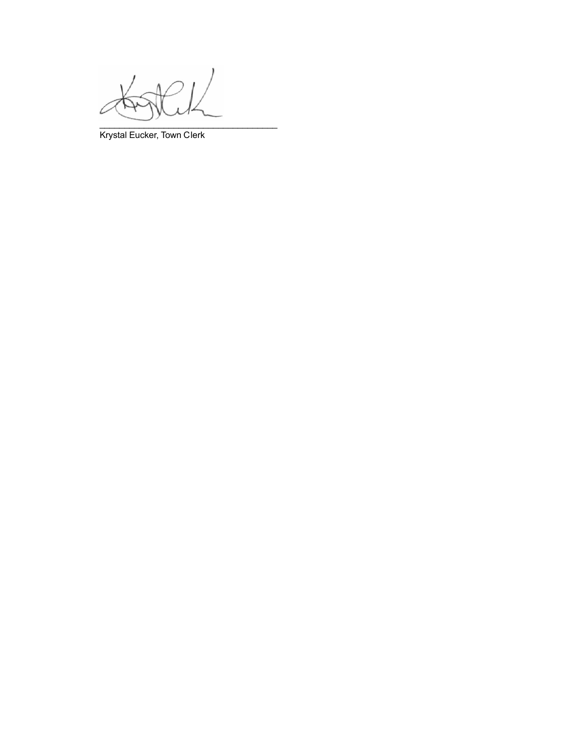\_\_\_\_\_\_\_\_\_\_\_\_\_\_\_\_\_\_\_\_\_\_\_\_\_\_\_\_\_\_\_\_\_\_\_\_

Krystal Eucker, Town Clerk